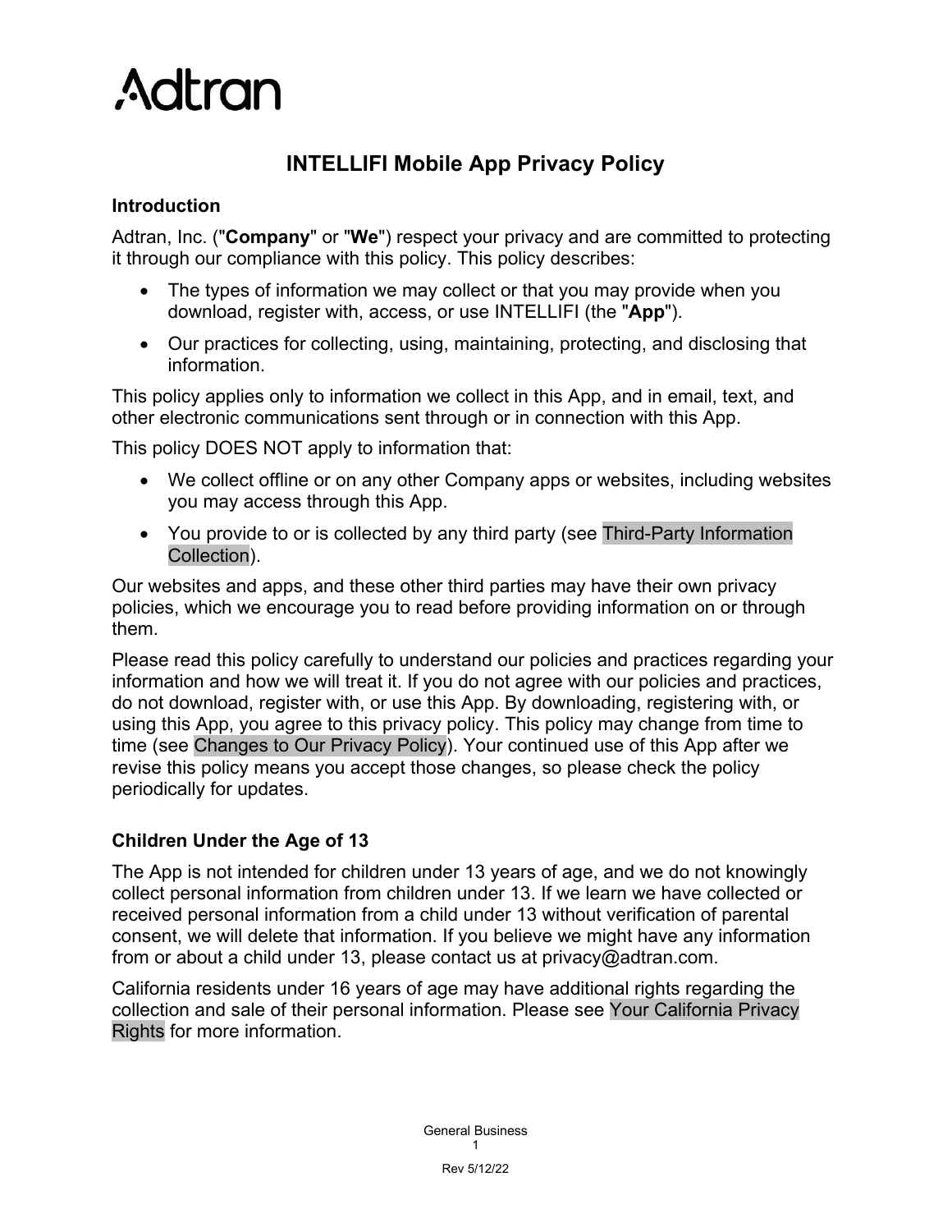Adtran

# INTELLIFI Mobile App Privacy Policy

## Introduction

Adtran, Inc. ("**Company**" or "**We**") respect your privacy and are committed to protecting it through our compliance with this policy. This policy describes:

- The types of information we may collect or that you may provide when you download, register with, access, or use INTELLIFI (the "**App**").
- Our practices for collecting, using, maintaining, protecting, and disclosing that information.

This policy applies only to information we collect in this App, and in email, text, and other electronic communications sent through or in connection with this App.

This policy DOES NOT apply to information that:

- We collect offline or on any other Company apps or websites, including websites you may access through this App.
- You provide to or is collected by any third party (see Third-Party Information Collection).

Our websites and apps, and these other third parties may have their own privacy policies, which we encourage you to read before providing information on or through them.

Please read this policy carefully to understand our policies and practices regarding your information and how we will treat it. If you do not agree with our policies and practices, do not download, register with, or use this App. By downloading, registering with, or using this App, you agree to this privacy policy. This policy may change from time to time (see Changes to Our Privacy Policy). Your continued use of this App after we revise this policy means you accept those changes, so please check the policy periodically for updates.

## Children Under the Age of 13

The App is not intended for children under 13 years of age, and we do not knowingly collect personal information from children under 13. If we learn we have collected or received personal information from a child under 13 without verification of parental consent, we will delete that information. If you believe we might have any information from or about a child under 13, please contact us at privacy@adtran.com.

California residents under 16 years of age may have additional rights regarding the collection and sale of their personal information. Please see Your California Privacy Rights for more information.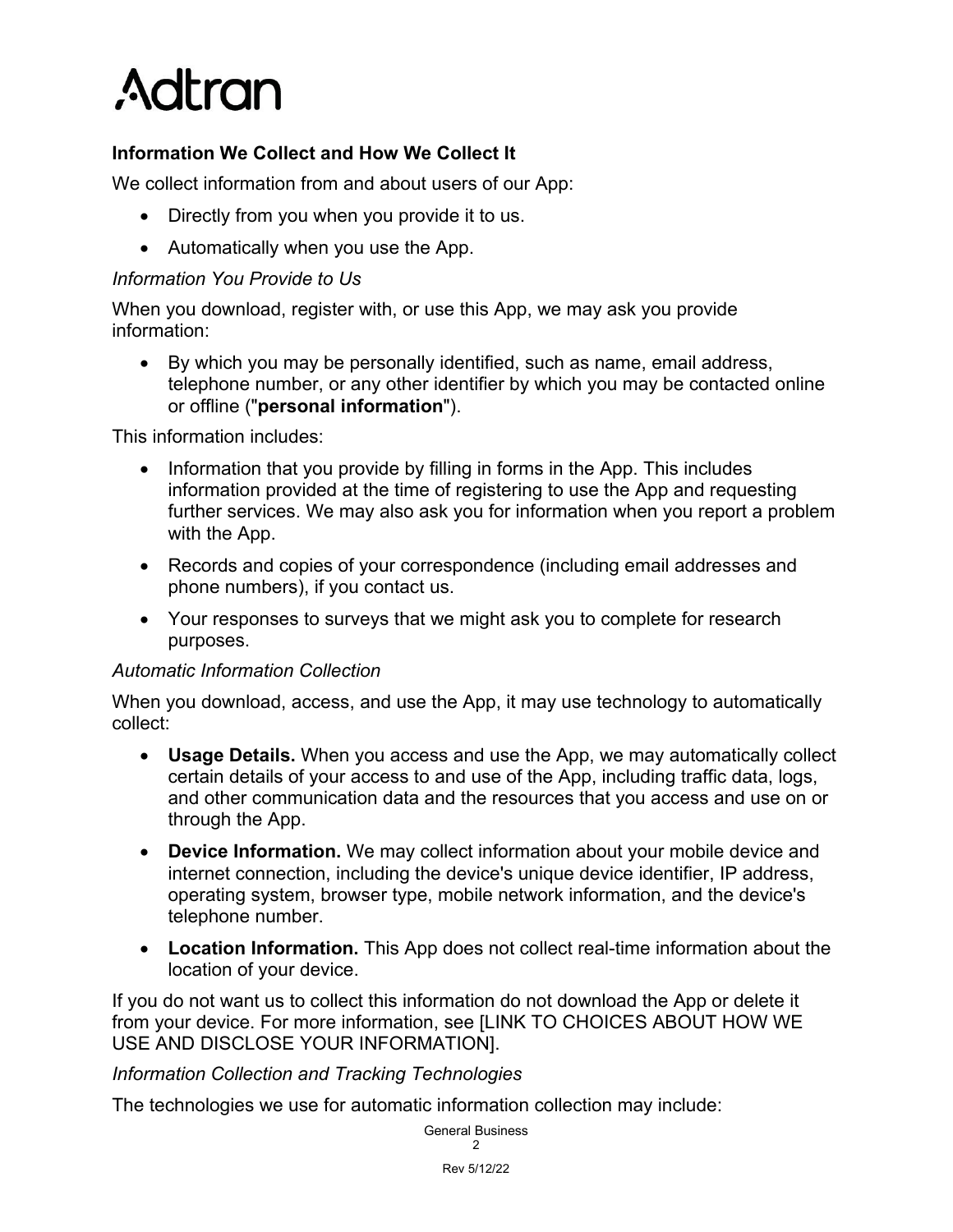## Information We Collect and How We Collect It

We collect information from and about users of our App:

- Directly from you when you provide it to us.
- Automatically when you use the App.

*Information You Provide to Us*

When you download, register with, or use this App, we may ask you provide information:

- By which you may be personally identified, such as name, email address, telephone number, or any other identifier by which you may be contacted online or offline ("**personal information**").

This information includes:

- Information that you provide by filling in forms in the App. This includes information provided at the time of registering to use the App and requesting further services. We may also ask you for information when you report a problem with the App.
- Records and copies of your correspondence (including email addresses and phone numbers), if you contact us.
- Your responses to surveys that we might ask you to complete for research purposes.

*Automatic Information Collection*

When you download, access, and use the App, it may use technology to automatically collect:

- **Usage Details.** When you access and use the App, we may automatically collect certain details of your access to and use of the App, including traffic data, logs, and other communication data and the resources that you access and use on or through the App.
- **Device Information.** We may collect information about your mobile device and internet connection, including the device's unique device identifier, IP address, operating system, browser type, mobile network information, and the device's telephone number.
- **Location Information.** This App does not collect real-time information about the location of your device.

If you do not want us to collect this information do not download the App or delete it from your device. For more information, see [LINK TO CHOICES ABOUT HOW WE USE AND DISCLOSE YOUR INFORMATION].

*Information Collection and Tracking Technologies*

The technologies we use for automatic information collection may include: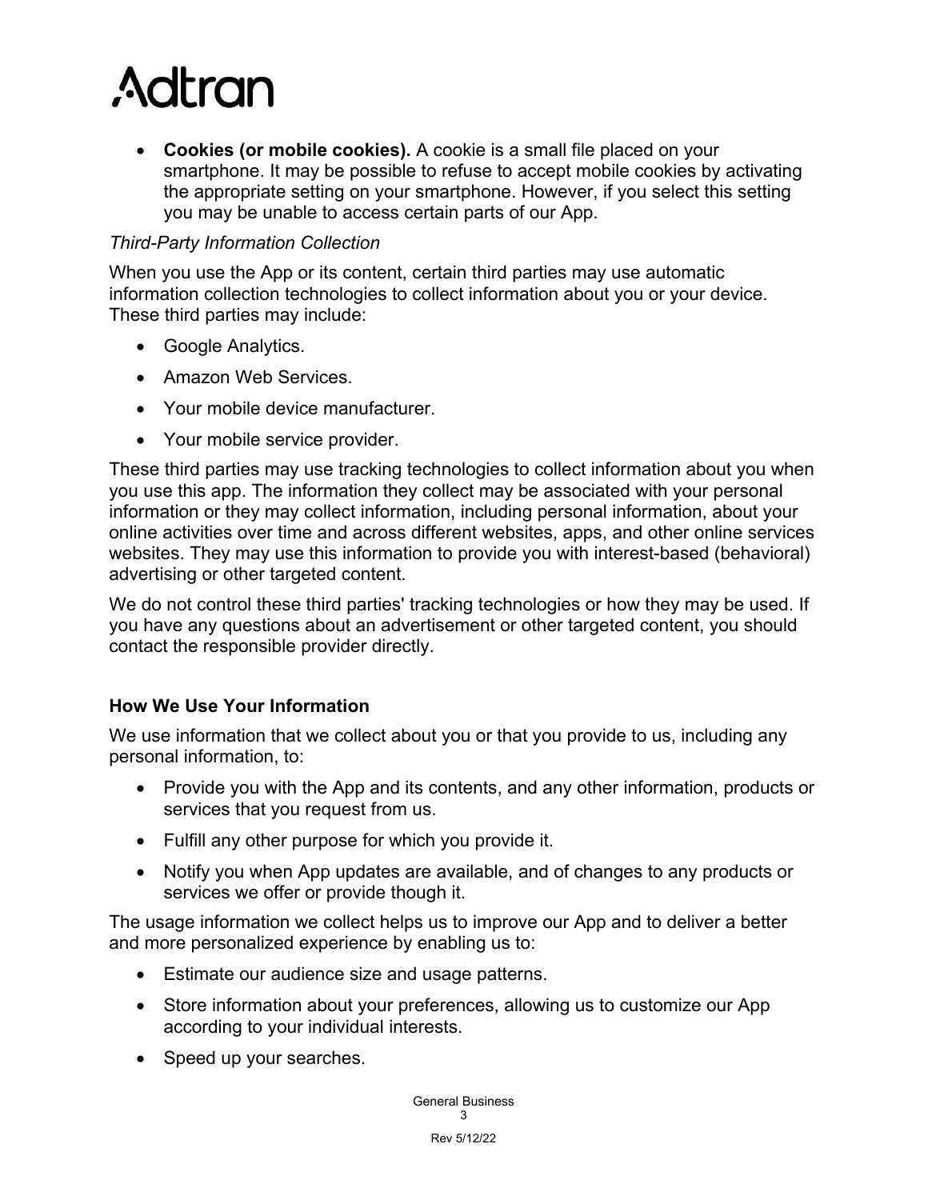- **Cookies (or mobile cookies).** A cookie is a small file placed on your smartphone. It may be possible to refuse to accept mobile cookies by activating the appropriate setting on your smartphone. However, if you select this setting you may be unable to access certain parts of our App.

*Third-Party Information Collection*

When you use the App or its content, certain third parties may use automatic information collection technologies to collect information about you or your device. These third parties may include:

- Google Analytics.
- Amazon Web Services.
- Your mobile device manufacturer.
- Your mobile service provider.

These third parties may use tracking technologies to collect information about you when you use this app. The information they collect may be associated with your personal information or they may collect information, including personal information, about your online activities over time and across different websites, apps, and other online services websites. They may use this information to provide you with interest-based (behavioral) advertising or other targeted content.

We do not control these third parties' tracking technologies or how they may be used. If you have any questions about an advertisement or other targeted content, you should contact the responsible provider directly.

**How We Use Your Information**

We use information that we collect about you or that you provide to us, including any personal information, to:

- Provide you with the App and its contents, and any other information, products or services that you request from us.
- Fulfill any other purpose for which you provide it.
- Notify you when App updates are available, and of changes to any products or services we offer or provide though it.

The usage information we collect helps us to improve our App and to deliver a better and more personalized experience by enabling us to:

- Estimate our audience size and usage patterns.
- Store information about your preferences, allowing us to customize our App according to your individual interests.
- Speed up your searches.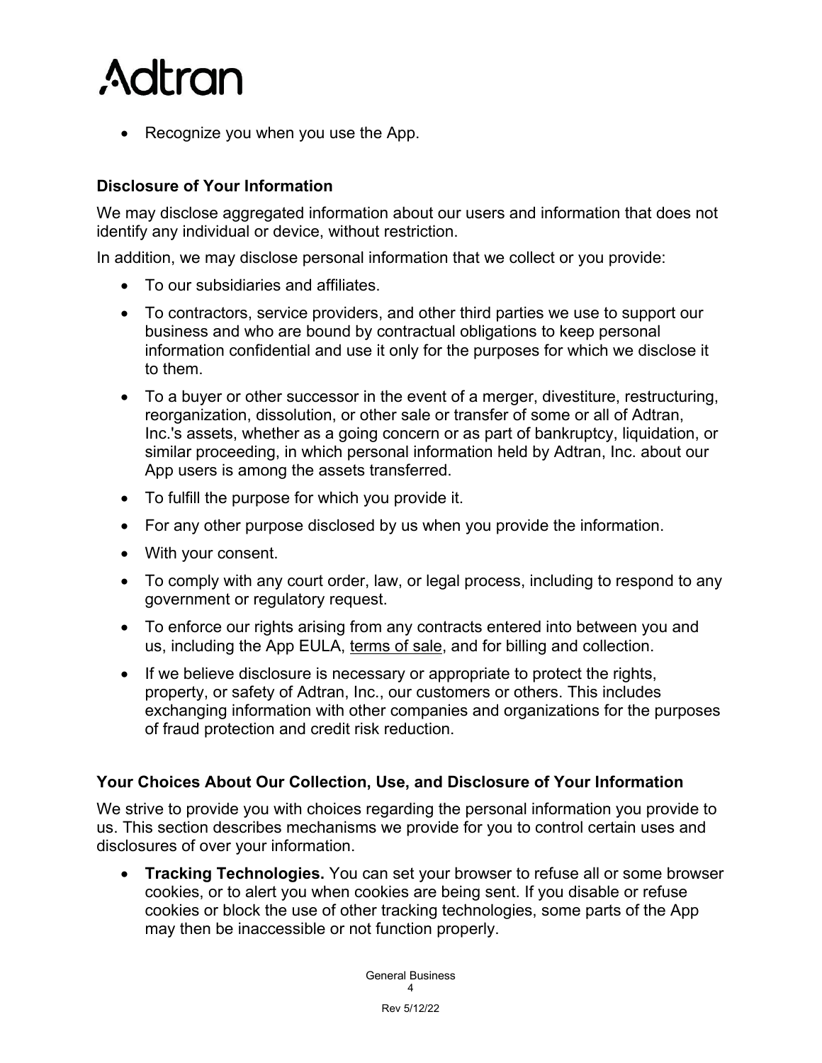- Recognize you when you use the App.

### Disclosure of Your Information

We may disclose aggregated information about our users and information that does not identify any individual or device, without restriction.

In addition, we may disclose personal information that we collect or you provide:

- To our subsidiaries and affiliates.
- To contractors, service providers, and other third parties we use to support our business and who are bound by contractual obligations to keep personal information confidential and use it only for the purposes for which we disclose it to them.
- To a buyer or other successor in the event of a merger, divestiture, restructuring, reorganization, dissolution, or other sale or transfer of some or all of Adtran, Inc.'s assets, whether as a going concern or as part of bankruptcy, liquidation, or similar proceeding, in which personal information held by Adtran, Inc. about our App users is among the assets transferred.
- To fulfill the purpose for which you provide it.
- For any other purpose disclosed by us when you provide the information.
- With your consent.
- To comply with any court order, law, or legal process, including to respond to any government or regulatory request.
- To enforce our rights arising from any contracts entered into between you and us, including the App EULA, terms of sale, and for billing and collection.
- If we believe disclosure is necessary or appropriate to protect the rights, property, or safety of Adtran, Inc., our customers or others. This includes exchanging information with other companies and organizations for the purposes of fraud protection and credit risk reduction.

### Your Choices About Our Collection, Use, and Disclosure of Your Information

We strive to provide you with choices regarding the personal information you provide to us. This section describes mechanisms we provide for you to control certain uses and disclosures of over your information.

- **Tracking Technologies.** You can set your browser to refuse all or some browser cookies, or to alert you when cookies are being sent. If you disable or refuse cookies or block the use of other tracking technologies, some parts of the App may then be inaccessible or not function properly.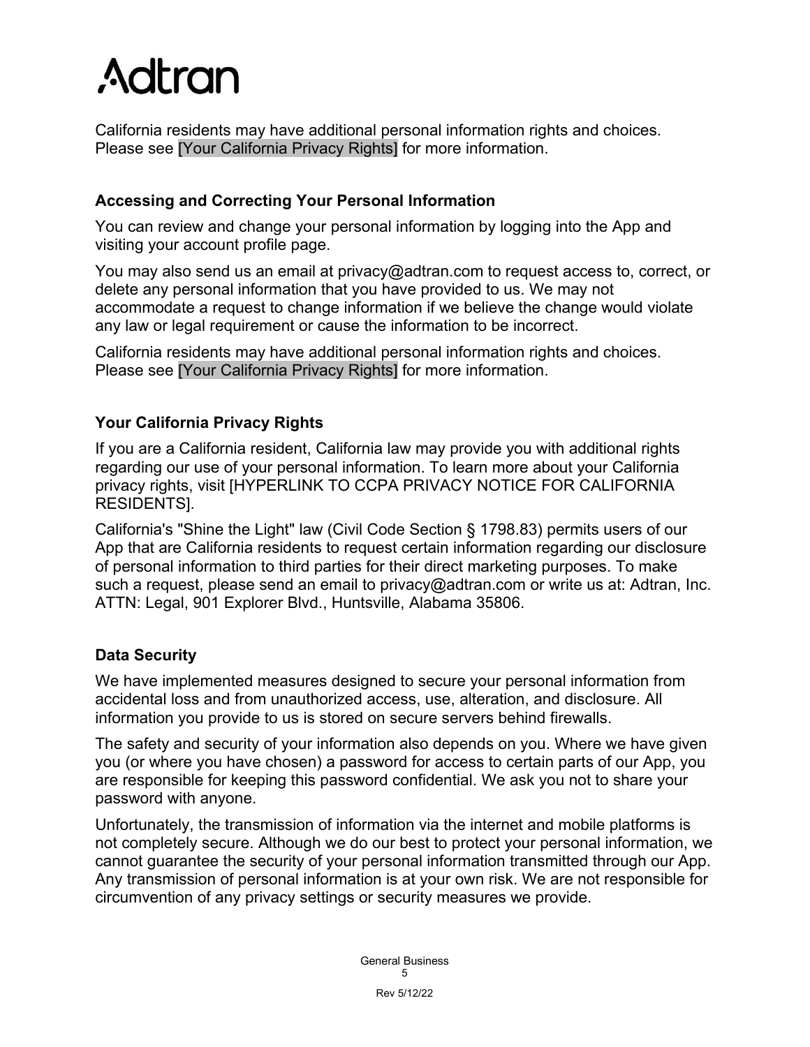California residents may have additional personal information rights and choices. Please see [Your California Privacy Rights] for more information.

### Accessing and Correcting Your Personal Information

You can review and change your personal information by logging into the App and visiting your account profile page.

You may also send us an email at privacy@adtran.com to request access to, correct, or delete any personal information that you have provided to us. We may not accommodate a request to change information if we believe the change would violate any law or legal requirement or cause the information to be incorrect.

California residents may have additional personal information rights and choices. Please see [Your California Privacy Rights] for more information.

### Your California Privacy Rights

If you are a California resident, California law may provide you with additional rights regarding our use of your personal information. To learn more about your California privacy rights, visit [HYPERLINK TO CCPA PRIVACY NOTICE FOR CALIFORNIA RESIDENTS].

California's "Shine the Light" law (Civil Code Section § 1798.83) permits users of our App that are California residents to request certain information regarding our disclosure of personal information to third parties for their direct marketing purposes. To make such a request, please send an email to privacy@adtran.com or write us at: Adtran, Inc. ATTN: Legal, 901 Explorer Blvd., Huntsville, Alabama 35806.

### Data Security

We have implemented measures designed to secure your personal information from accidental loss and from unauthorized access, use, alteration, and disclosure. All information you provide to us is stored on secure servers behind firewalls.

The safety and security of your information also depends on you. Where we have given you (or where you have chosen) a password for access to certain parts of our App, you are responsible for keeping this password confidential. We ask you not to share your password with anyone.

Unfortunately, the transmission of information via the internet and mobile platforms is not completely secure. Although we do our best to protect your personal information, we cannot guarantee the security of your personal information transmitted through our App. Any transmission of personal information is at your own risk. We are not responsible for circumvention of any privacy settings or security measures we provide.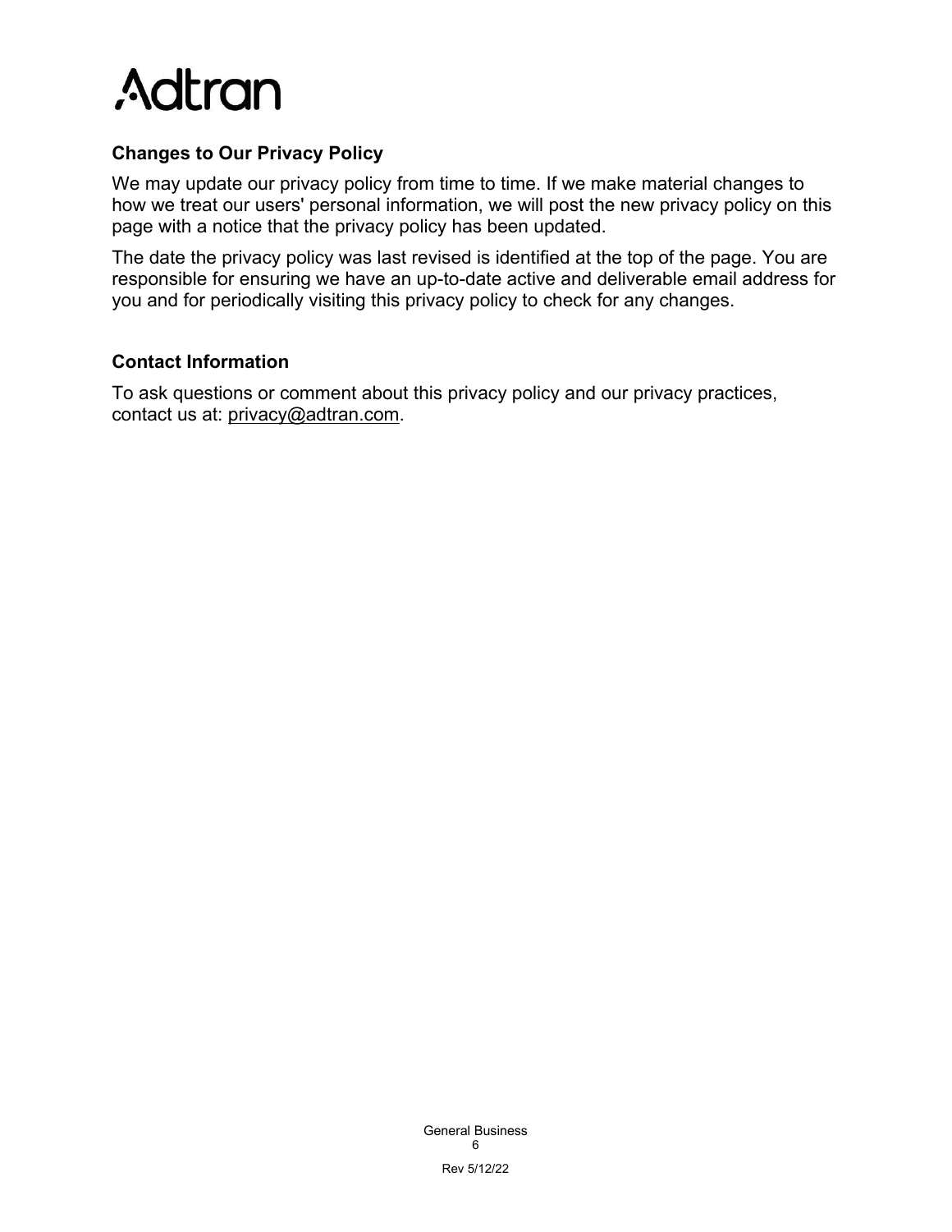## Changes to Our Privacy Policy

We may update our privacy policy from time to time. If we make material changes to how we treat our users' personal information, we will post the new privacy policy on this page with a notice that the privacy policy has been updated.

The date the privacy policy was last revised is identified at the top of the page. You are responsible for ensuring we have an up-to-date active and deliverable email address for you and for periodically visiting this privacy policy to check for any changes.

## Contact Information

To ask questions or comment about this privacy policy and our privacy practices, contact us at: privacy@adtran.com.